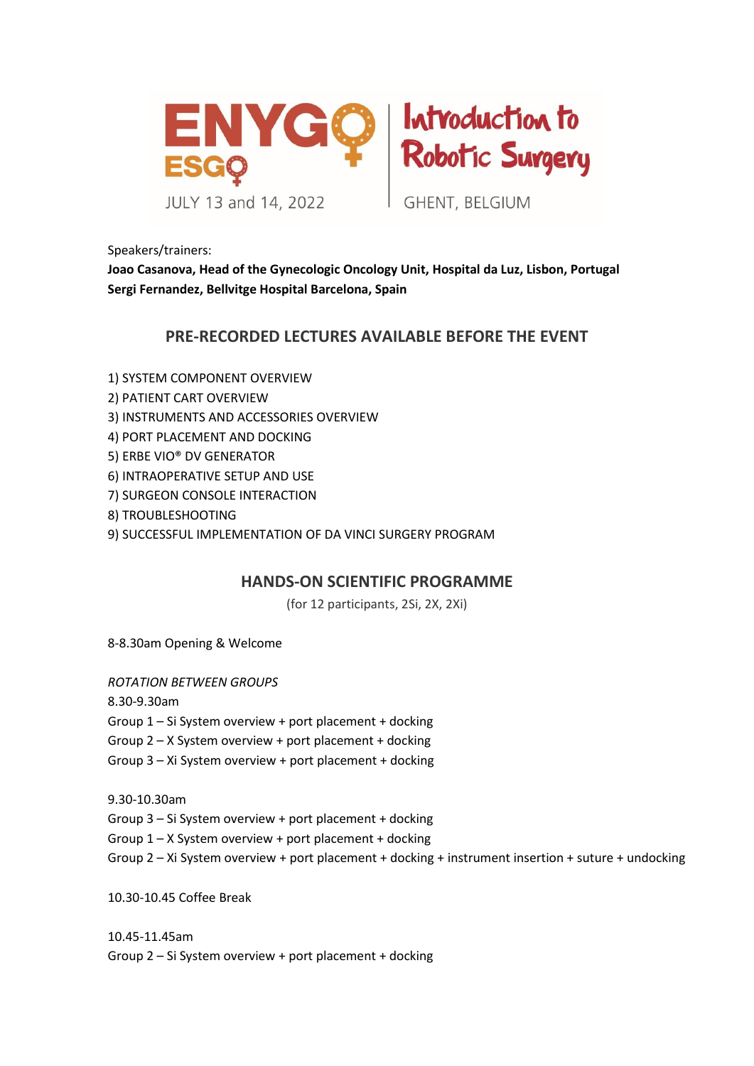ENYGO ESGO

# Introduction to Robotic Surgery

JULY 13 and 14, 2022

GHENT, BELGIUM

Speakers/trainers:

**Joao Casanova, Head of the Gynecologic Oncology Unit, Hospital da Luz, Lisbon, Portugal**
**Sergi Fernandez, Bellvitge Hospital Barcelona, Spain**

## PRE-RECORDED LECTURES AVAILABLE BEFORE THE EVENT

1) SYSTEM COMPONENT OVERVIEW
2) PATIENT CART OVERVIEW
3) INSTRUMENTS AND ACCESSORIES OVERVIEW
4) PORT PLACEMENT AND DOCKING
5) ERBE VIO® DV GENERATOR
6) INTRAOPERATIVE SETUP AND USE
7) SURGEON CONSOLE INTERACTION
8) TROUBLESHOOTING
9) SUCCESSFUL IMPLEMENTATION OF DA VINCI SURGERY PROGRAM

## HANDS-ON SCIENTIFIC PROGRAMME

(for 12 participants, 2Si, 2X, 2Xi)

8-8.30am Opening & Welcome

*ROTATION BETWEEN GROUPS*

8.30-9.30am
Group 1 – Si System overview + port placement + docking
Group 2 – X System overview + port placement + docking
Group 3 – Xi System overview + port placement + docking

9.30-10.30am
Group 3 – Si System overview + port placement + docking
Group 1 – X System overview + port placement + docking
Group 2 – Xi System overview + port placement + docking + instrument insertion + suture + undocking

10.30-10.45 Coffee Break

10.45-11.45am
Group 2 – Si System overview + port placement + docking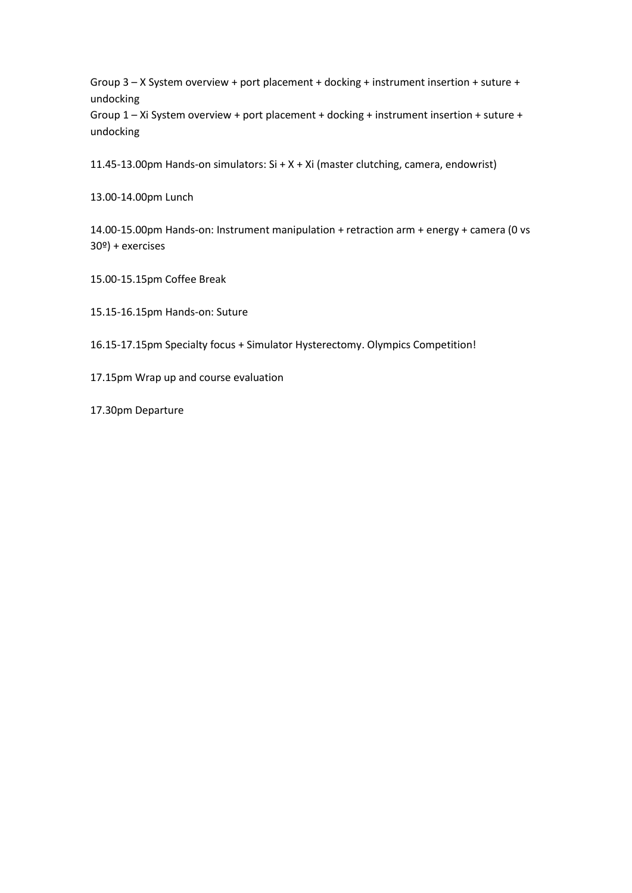Group 3 – X System overview + port placement + docking + instrument insertion + suture + undocking
Group 1 – Xi System overview + port placement + docking + instrument insertion + suture + undocking

11.45-13.00pm Hands-on simulators: Si + X + Xi (master clutching, camera, endowrist)

13.00-14.00pm Lunch

14.00-15.00pm Hands-on: Instrument manipulation + retraction arm + energy + camera (0 vs 30º) + exercises

15.00-15.15pm Coffee Break

15.15-16.15pm Hands-on: Suture

16.15-17.15pm Specialty focus + Simulator Hysterectomy. Olympics Competition!

17.15pm Wrap up and course evaluation

17.30pm Departure